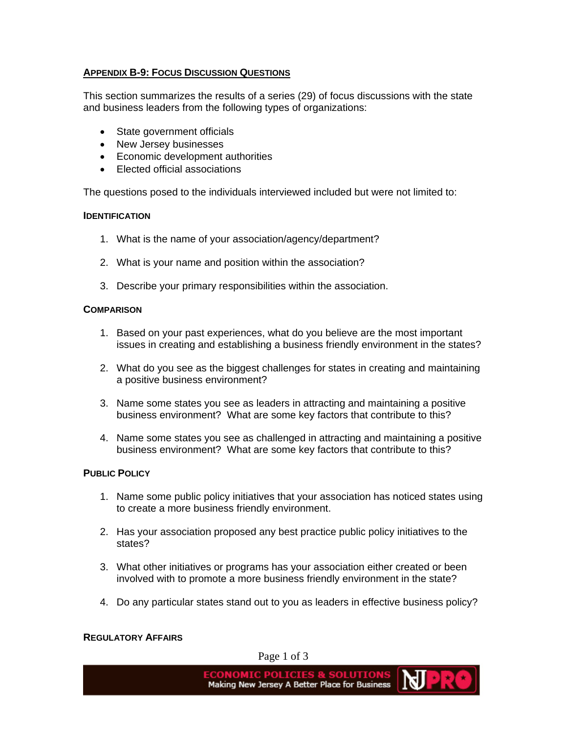## Appendix B-9: Focus Discussion Questions

This section summarizes the results of a series (29) of focus discussions with the state and business leaders from the following types of organizations:

- State government officials
- New Jersey businesses
- Economic development authorities
- Elected official associations

The questions posed to the individuals interviewed included but were not limited to:

### Identification

1. What is the name of your association/agency/department?

2. What is your name and position within the association?

3. Describe your primary responsibilities within the association.

### Comparison

1. Based on your past experiences, what do you believe are the most important issues in creating and establishing a business friendly environment in the states?

2. What do you see as the biggest challenges for states in creating and maintaining a positive business environment?

3. Name some states you see as leaders in attracting and maintaining a positive business environment? What are some key factors that contribute to this?

4. Name some states you see as challenged in attracting and maintaining a positive business environment? What are some key factors that contribute to this?

### Public Policy

1. Name some public policy initiatives that your association has noticed states using to create a more business friendly environment.

2. Has your association proposed any best practice public policy initiatives to the states?

3. What other initiatives or programs has your association either created or been involved with to promote a more business friendly environment in the state?

4. Do any particular states stand out to you as leaders in effective business policy?

### Regulatory Affairs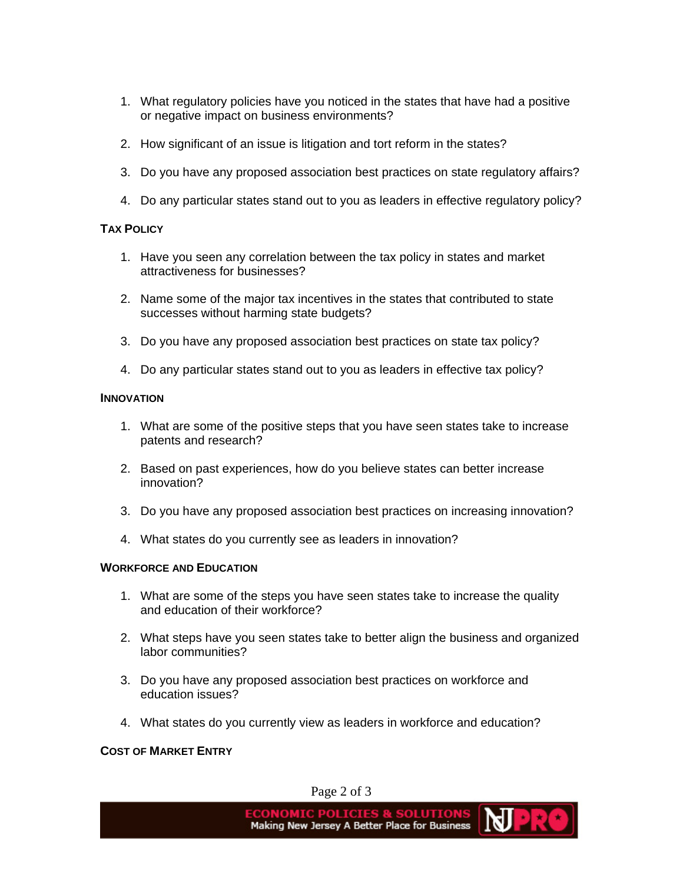1. What regulatory policies have you noticed in the states that have had a positive or negative impact on business environments?

2. How significant of an issue is litigation and tort reform in the states?

3. Do you have any proposed association best practices on state regulatory affairs?

4. Do any particular states stand out to you as leaders in effective regulatory policy?

### TAX POLICY

1. Have you seen any correlation between the tax policy in states and market attractiveness for businesses?

2. Name some of the major tax incentives in the states that contributed to state successes without harming state budgets?

3. Do you have any proposed association best practices on state tax policy?

4. Do any particular states stand out to you as leaders in effective tax policy?

### INNOVATION

1. What are some of the positive steps that you have seen states take to increase patents and research?

2. Based on past experiences, how do you believe states can better increase innovation?

3. Do you have any proposed association best practices on increasing innovation?

4. What states do you currently see as leaders in innovation?

### WORKFORCE AND EDUCATION

1. What are some of the steps you have seen states take to increase the quality and education of their workforce?

2. What steps have you seen states take to better align the business and organized labor communities?

3. Do you have any proposed association best practices on workforce and education issues?

4. What states do you currently view as leaders in workforce and education?

### COST OF MARKET ENTRY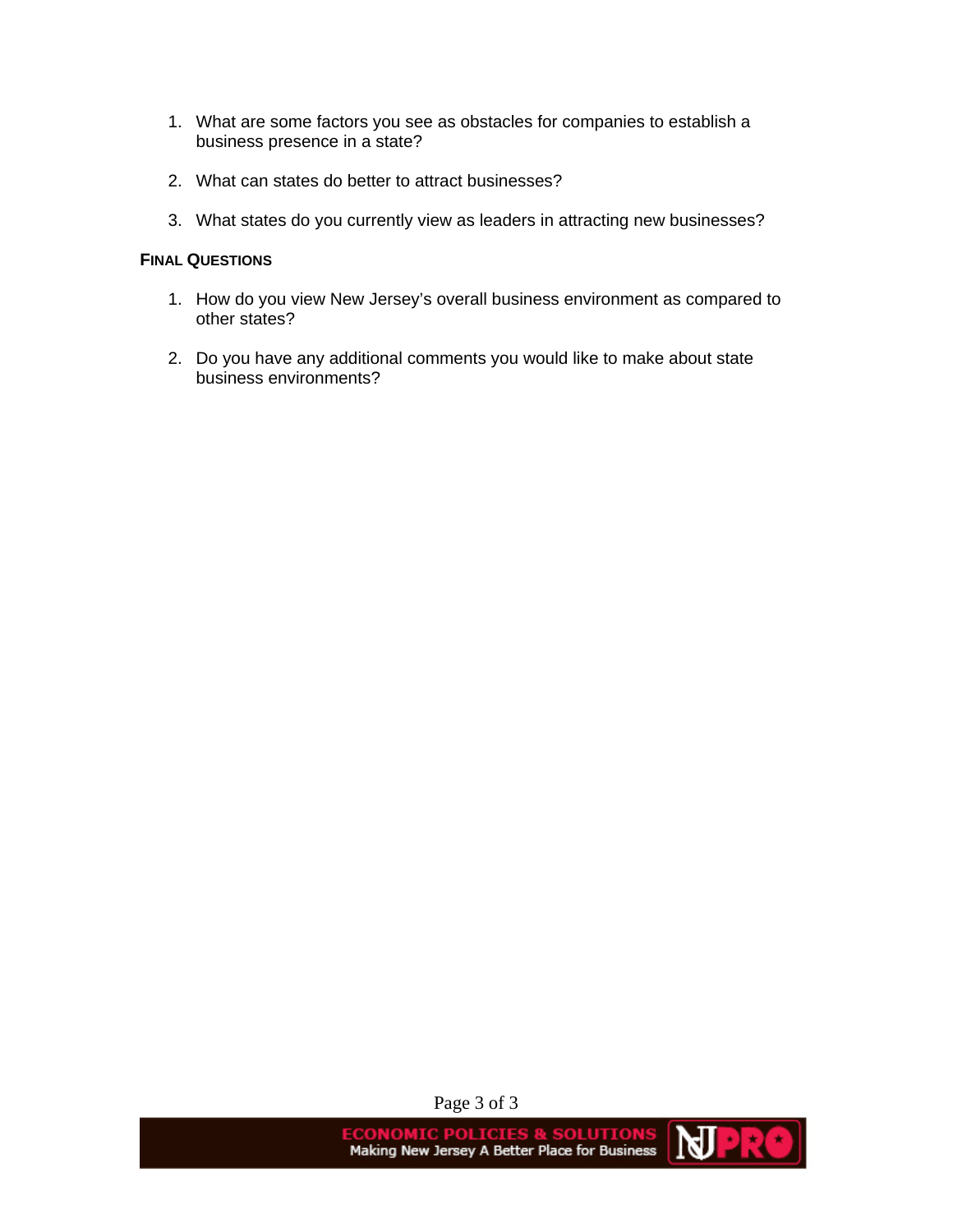1. What are some factors you see as obstacles for companies to establish a business presence in a state?

2. What can states do better to attract businesses?

3. What states do you currently view as leaders in attracting new businesses?

**FINAL QUESTIONS**

1. How do you view New Jersey's overall business environment as compared to other states?

2. Do you have any additional comments you would like to make about state business environments?